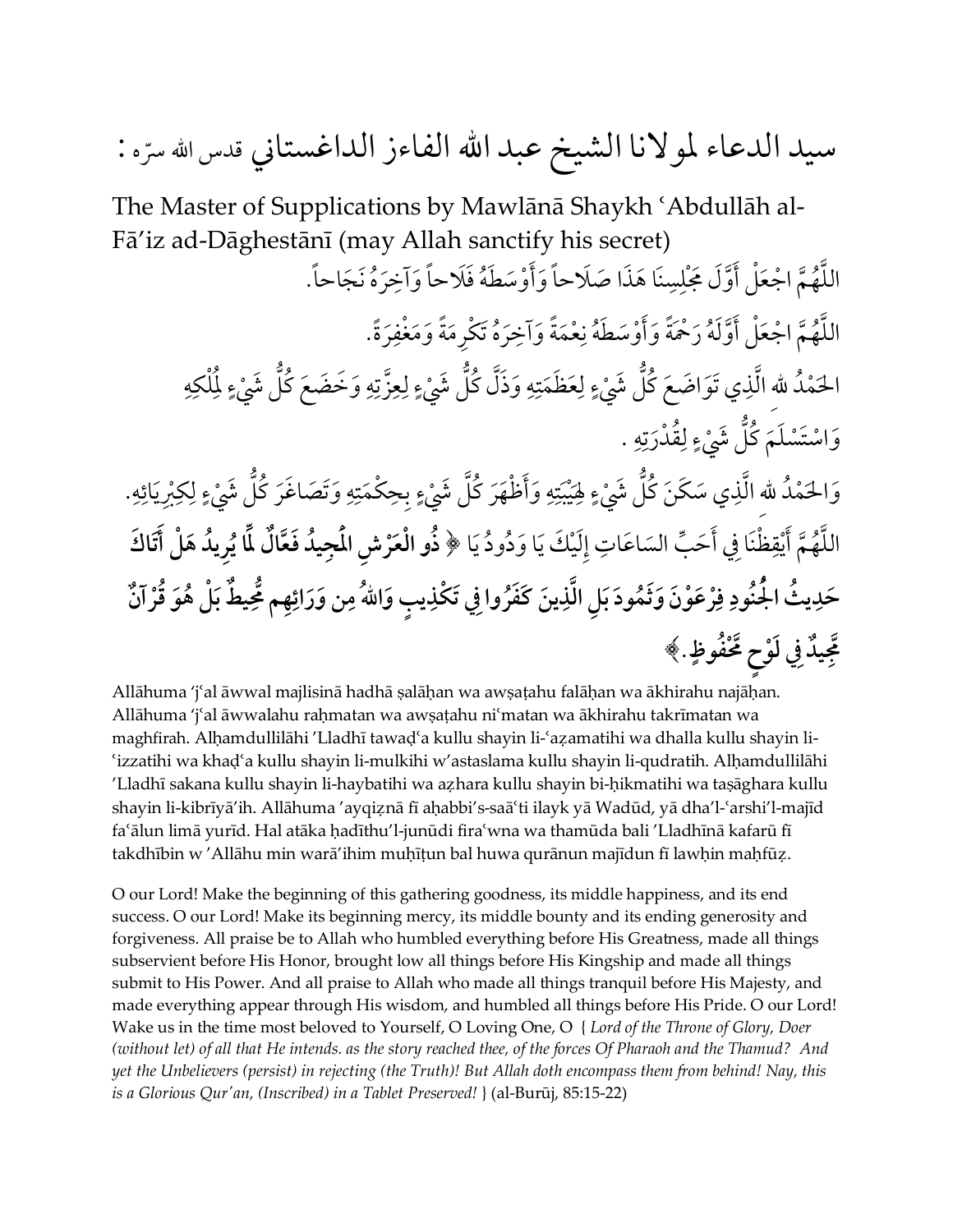# سيد الدعاء لمولانا الشيخ عبد الله الفاءز الداغستاني قدس الله سرّه :

## The Master of Supplications by Mawlānā Shaykh ʿAbdullāh al-Fā'iz ad-Dāghestānī (may Allah sanctify his secret)

اللَّهُمَّ اجْعَلْ أَوَّلَ مَجْلِسِنَا هَذَا صَلَاحاً وَأَوْسَطَهُ فَلَاحاً وَآخِرَهُ نَجَاحاً.

اللَّهُمَّ اجْعَلْ أَوَّلَهُ رَحْمَةً وَأَوْسَطَهُ نِعْمَةً وَآخِرَهُ تَكْرِمَةً وَمَغْفِرَةً.

الحَمْدُ لله الَّذِي تَوَاضَعَ كُلُّ شَيْءٍ لِعَظَمَتِهِ وَذَلَّ كُلُّ شَيْءٍ لِعِزَّتِهِ وَخَضَعَ كُلُّ شَيْءٍ لِمُلْكِهِ وَاسْتَسْلَمَ كُلُّ شَيْءٍ لِقُدْرَتِهِ .

وَالحَمْدُ لله الَّذِي سَكَنَ كُلُّ شَيْءٍ لِهَيْبَتِهِ وَأَظْهَرَ كُلَّ شَيْءٍ بِحِكْمَتِهِ وَتَصَاغَرَ كُلُّ شَيْءٍ لِكِبْرِيَائِهِ.

اللَّهُمَّ أَيْقِظْنَا فِي أَحَبِّ السَاعَاتِ إِلَيْكَ يَا وَدُودُ يَا ﴿ **ذُو الْعَرْشِ الْمَجِيدُ فَعَّالٌ لِّمَا يُرِيدُ هَلْ أَتَاكَ حَدِيثُ الْجُنُودِ فِرْعَوْنَ وَثَمُودَ بَلِ الَّذِينَ كَفَرُوا فِي تَكْذِيبٍ وَاللهُ مِن وَرَائِهِم مُّحِيطٌ بَلْ هُوَ قُرْآنٌ مَّجِيدٌ فِي لَوْحٍ مَّحْفُوظٍ.** ﴾

Allāhuma 'jʿal āwwal majlisinā hadhā ṣalāḥan wa awṣaṭahu falāḥan wa ākhirahu najāḥan. Allāhuma 'jʿal āwwalahu raḥmatan wa awṣaṭahu niʿmatan wa ākhirahu takrīmatan wa maghfirah. Alḥamdullilāhi 'Lladhī tawaḍʿa kullu shayin li-ʿaẓamatihi wa dhalla kullu shayin li-ʿizzatihi wa khaḍʿa kullu shayin li-mulkihi w'astaslama kullu shayin li-qudratih. Alḥamdullilāhi 'Lladhī sakana kullu shayin li-haybatihi wa aẓhara kullu shayin bi-ḥikmatihi wa taṣāghara kullu shayin li-kibrīyā'ih. Allāhuma 'ayqiẓnā fī aḥabbi's-saāʿti ilayk yā Wadūd, yā dha'l-ʿarshi'l-majīd faʿālun limā yurīd. Hal atāka ḥadīthu'l-junūdi firaʿwna wa thamūda bali 'Lladhīnā kafarū fī takdhībin w 'Allāhu min warā'ihim muḥīṭun bal huwa qurānun majīdun fī lawḥin maḥfūẓ.

O our Lord! Make the beginning of this gathering goodness, its middle happiness, and its end success. O our Lord! Make its beginning mercy, its middle bounty and its ending generosity and forgiveness. All praise be to Allah who humbled everything before His Greatness, made all things subservient before His Honor, brought low all things before His Kingship and made all things submit to His Power. And all praise to Allah who made all things tranquil before His Majesty, and made everything appear through His wisdom, and humbled all things before His Pride. O our Lord! Wake us in the time most beloved to Yourself, O Loving One, O { *Lord of the Throne of Glory, Doer (without let) of all that He intends. as the story reached thee, of the forces Of Pharaoh and the Thamud? And yet the Unbelievers (persist) in rejecting (the Truth)! But Allah doth encompass them from behind! Nay, this is a Glorious Qur'an, (Inscribed) in a Tablet Preserved!* } (al-Burūj, 85:15-22)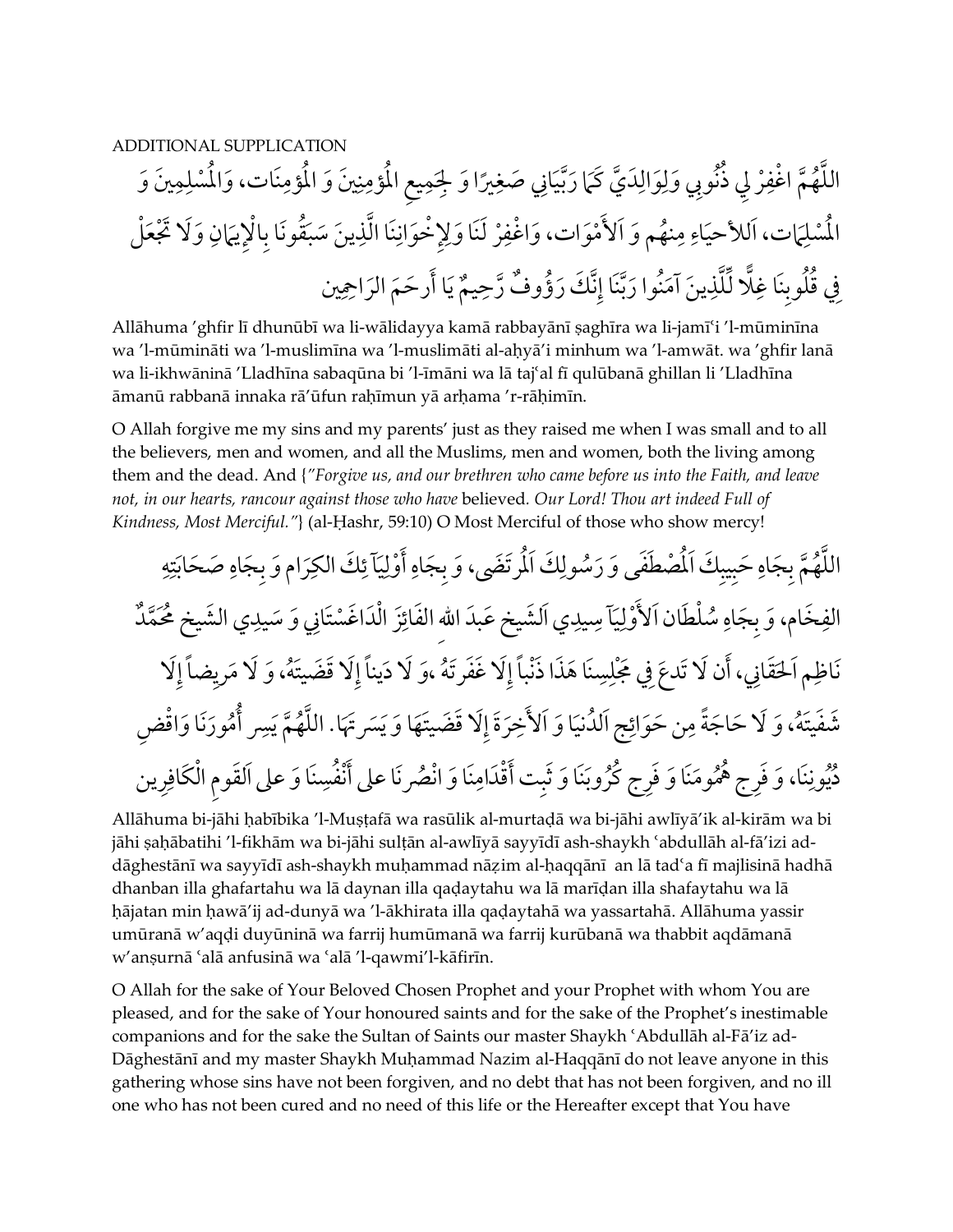ADDITIONAL SUPPLICATION

اللَّهُمَّ اغْفِرْ لِي ذُنُوبِي وَلِوَالِدَيَّ كَمَا رَبَّيَانِي صَغِيرًا وَ لِجَمِيعِ الْمُؤمِنِينَ وَ الْمُؤمِنَات، وَالْمُسْلِمِينَ وَ الْمُسْلِمَات، اَلاَحيَاءِ مِنهُم وَ اَلأَمْوَات، وَاغْفِرْ لَنَا وَلِإِخْوَانِنَا الَّذِينَ سَبَقُونَا بِالْإِيمَانِ وَلَا تَجْعَلْ فِي قُلُوبِنَا غِلًّا لِّلَّذِينَ آمَنُوا رَبَّنَا إِنَّكَ رَؤُوفٌ رَّحِيمٌ يَا أَرحَمَ الرَاحِمِين

Allāhuma ʼghfir lī dhunūbī wa li-wālidayya kamā rabbayānī ṣaghīra wa li-jamīʿi ʼl-mūminīna wa ʼl-mūmināti wa ʼl-muslimīna wa ʼl-muslimāti al-aḥyāʼi minhum wa ʼl-amwāt. wa ʼghfir lanā wa li-ikhwāninā ʼLladhīna sabaqūna bi ʼl-īmāni wa lā tajʿal fī qulūbanā ghillan li ʼLladhīna āmanū rabbanā innaka rāʼūfun raḥīmun yā arḥama ʼr-rāḥimīn.

O Allah forgive me my sins and my parents' just as they raised me when I was small and to all the believers, men and women, and all the Muslims, men and women, both the living among them and the dead. And {*"Forgive us, and our brethren who came before us into the Faith, and leave not, in our hearts, rancour against those who have* believed. *Our Lord! Thou art indeed Full of Kindness, Most Merciful."*} (al-Ḥashr, 59:10) O Most Merciful of those who show mercy!

اللَّهُمَّ بِجَاهِ حَبِيبِكَ اَلْمُصْطَفَى وَ رَسُولِكَ اَلْمُرتَضَى، وَ بِجَاهِ أَوْلِيَآئِكَ الكِرَام وَ بِجَاهِ صَحَابَتِهِ الفِخَام، وَ بِجَاهِ سُلْطَان اَلأَوْلِيَآ سِيدِي اَلشَيخ عَبدَ الله الفَائِزَ الْدَاغَسْتَانِي وَ سَيِدِي الشَيخ مُحَمَّدٌ نَاظِم اَلحَقَانِي، أَن لَا تَدعَ فِي مَجْلِسِنَا هَذَا ذَنْباً إِلَا غَفَرتَهُ ،وَ لَا دَيناً إِلَا قَضَيتَهُ، وَ لَا مَرِيضاً إِلَا شَفَيتَهُ، وَ لَا حَاجَةً مِن حَوَائِج اَلدُنيَا وَ اَلأَخِرَةَ إِلَا قَضَيتَهَا وَ يَسَرتَهَا. اللَّهُمَّ يَسِر أُمُورَنَا وَاقْضِ دُيُونِنَا، وَ فَرِج هُمُومَنَا وَ فَرِج كُرُوبَنَا وَ ثَبِت أَقْدَامِنَا وَ انْصُرنَا على أَنْفُسِنَا وَ على اَلقَومِ الْكَافِرِين

Allāhuma bi-jāhi ḥabībika ʼl-Muṣṭafā wa rasūlik al-murtaḍā wa bi-jāhi awlīyāʼik al-kirām wa bi jāhi ṣaḥābatihi ʼl-fikhām wa bi-jāhi sulṭān al-awlīyā sayyīdī ash-shaykh ʿabdullāh al-fāʼizi ad-dāghestānī wa sayyīdī ash-shaykh muḥammad nāẓim al-ḥaqqānī an lā tadʿa fī majlisinā hadhā dhanban illa ghafartahu wa lā daynan illa qaḍaytahu wa lā marīḍan illa shafaytahu wa lā ḥājatan min ḥawāʼij ad-dunyā wa ʼl-ākhirata illa qaḍaytahā wa yassartahā. Allāhuma yassir umūranā wʼaqḍi duyūninā wa farrij humūmanā wa farrij kurūbanā wa thabbit aqdāmanā wʼanṣurnā ʿalā anfusinā wa ʿalā ʼl-qawmiʼl-kāfirīn.

O Allah for the sake of Your Beloved Chosen Prophet and your Prophet with whom You are pleased, and for the sake of Your honoured saints and for the sake of the Prophet's inestimable companions and for the sake the Sultan of Saints our master Shaykh ʿAbdullāh al-Fāʼiz ad-Dāghestānī and my master Shaykh Muḥammad Nazim al-Haqqānī do not leave anyone in this gathering whose sins have not been forgiven, and no debt that has not been forgiven, and no ill one who has not been cured and no need of this life or the Hereafter except that You have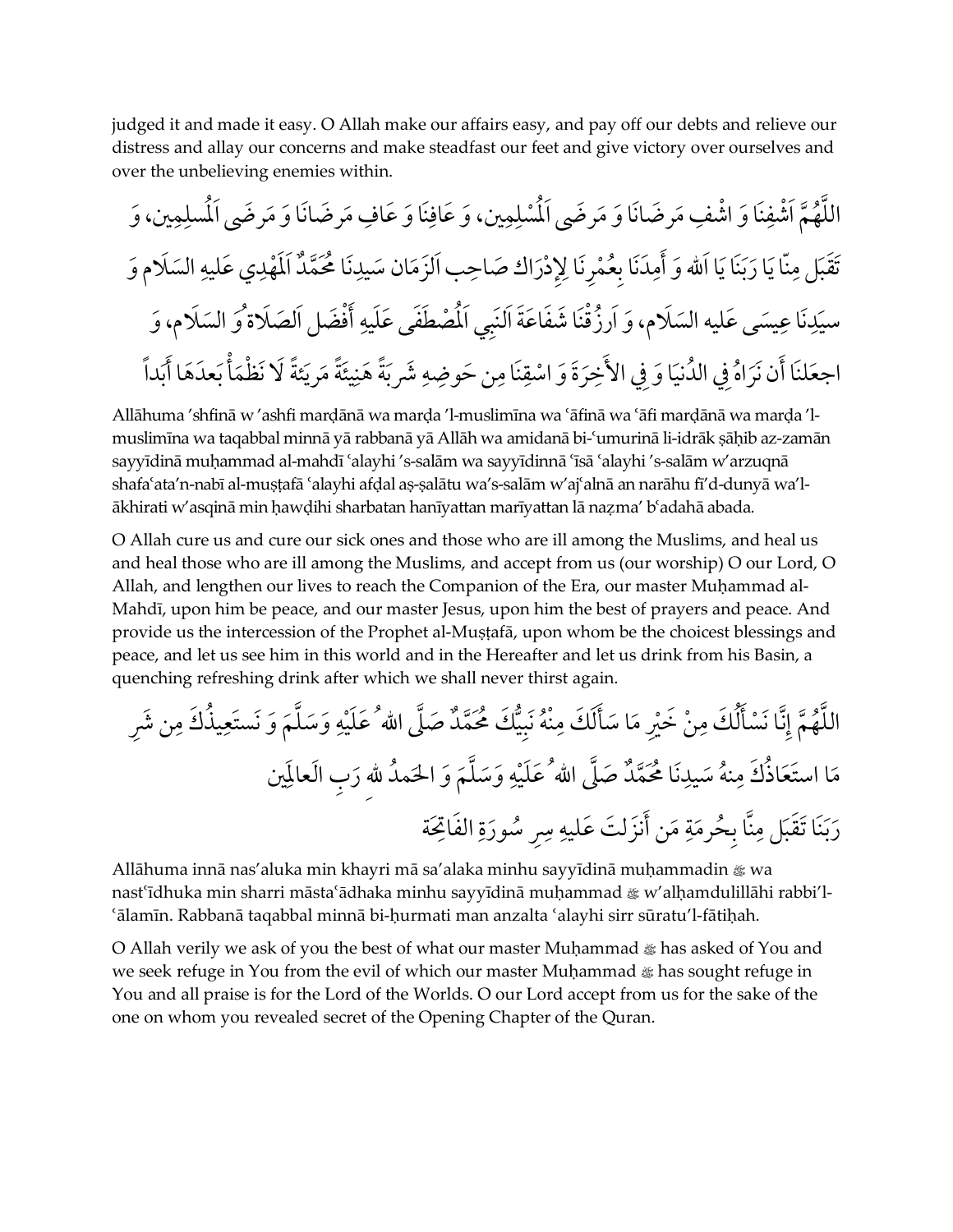judged it and made it easy. O Allah make our affairs easy, and pay off our debts and relieve our distress and allay our concerns and make steadfast our feet and give victory over ourselves and over the unbelieving enemies within.

اللَّهُمَّ اَشْفِنَا وَ اشْفِ مَرضَانَا وَ مَرضَى اَلْمُسْلِمِين، وَ عَافِنَا وَ عَافِ مَرضَانَا وَ مَرضَى اَلْمُسلِمِين، وَ تَقَبَل مِنّا يَا رَبَنَا يَا اَلله وَ أَمِدَنَا بِعُمْرِنَا لِإِدْرَاك صَاحِبِ اَلزَمَان سَيدِنَا مُحَمَّدٌ اَلمَهْدِي عَليهِ السَلَام وَ سيدِنَا عِيسَى عَليه السَلَام، وَ ارزُقْنَا شَفَاعَةَ اَلنَبِي اَلْمُصْطَفَى عَلَيهِ أَفْضَل اَلصَلَاةُ وُ السَلَام، وَ اجعَلنَا أَن نَرَاهُ فِي الدُنيَا وَ فِي الأَخِرَةَ وَ اسْقِنَا مِن حَوضِهِ شَربَةً هَنِيئَةً مَرِيئَةً لَا نَظْمَأْ بعدَهَا أَبَداً

Allāhuma ’shfinā w ’ashfi marḍānā wa marḍa ’l-muslimīna wa ʿāfinā wa ʿāfi marḍānā wa marḍa ’l-muslimīna wa taqabbal minnā yā rabbanā yā Allāh wa amidanā bi-ʿumurinā li-idrāk ṣāḥib az-zamān sayyīdinā muḥammad al-mahdī ʿalayhi ’s-salām wa sayyīdinnā ʿīsā ʿalayhi ’s-salām w’arzuqnā shafaʿata’n-nabī al-muṣṭafā ʿalayhi afḍal aṣ-ṣalātu wa’s-salām w’ajʿalnā an narāhu fī’d-dunyā wa’l-ākhirati w’asqinā min ḥawḍihi sharbatan hanīyattan marīyattan lā naẓma’ bʿadahā abada.

O Allah cure us and cure our sick ones and those who are ill among the Muslims, and heal us and heal those who are ill among the Muslims, and accept from us (our worship) O our Lord, O Allah, and lengthen our lives to reach the Companion of the Era, our master Muḥammad al-Mahdī, upon him be peace, and our master Jesus, upon him the best of prayers and peace. And provide us the intercession of the Prophet al-Muṣṭafā, upon whom be the choicest blessings and peace, and let us see him in this world and in the Hereafter and let us drink from his Basin, a quenching refreshing drink after which we shall never thirst again.

اللَّهُمَّ إِنَّا نَسْأَلُكَ مِنْ خَيْرِ مَا سَأَلَكَ مِنْهُ نَبِيُّكَ مُحَمَّدٌ صَلَّى اللهُ عَلَيْهِ وَسَلَّمَ وَ نَستَعِيذُكَ مِن شَرِ مَا استَعَاذُكَ مِنهُ سَيدِنَا مُحَمَّدٌ صَلَّى اللهُ عَلَيْهِ وَسَلَّمَ وَ الحَمدُ لله رَبِ العَالَمِين

رَبَنَا تَقَبَل مِنَّا بِحُرمَةِ مَن أَنزَلتَ عَليهِ سِرِ سُورَةِ الفَاتِحَة

Allāhuma innā nas’aluka min khayri mā sa’alaka minhu sayyīdinā muḥammadin ﷺ wa nastʿīdhuka min sharri māstaʿādhaka minhu sayyīdinā muḥammad ﷺ w’alḥamdulillāhi rabbi’l-ʿālamīn. Rabbanā taqabbal minnā bi-ḥurmati man anzalta ʿalayhi sirr sūratu’l-fātiḥah.

O Allah verily we ask of you the best of what our master Muḥammad ﷺ has asked of You and we seek refuge in You from the evil of which our master Muḥammad ﷺ has sought refuge in You and all praise is for the Lord of the Worlds. O our Lord accept from us for the sake of the one on whom you revealed secret of the Opening Chapter of the Quran.